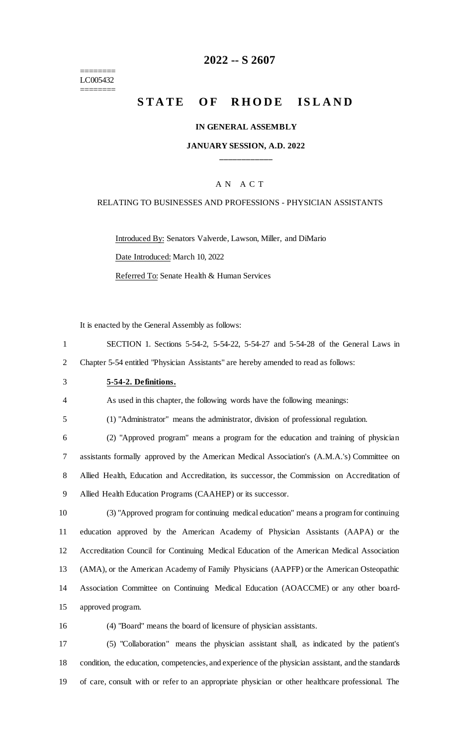========
LC005432
========

# 2022 -- S 2607

# STATE OF RHODE ISLAND

**IN GENERAL ASSEMBLY**

**JANUARY SESSION, A.D. 2022**

____________

A N A C T

RELATING TO BUSINESSES AND PROFESSIONS - PHYSICIAN ASSISTANTS

Introduced By: Senators Valverde, Lawson, Miller, and DiMario

Date Introduced: March 10, 2022

Referred To: Senate Health & Human Services

It is enacted by the General Assembly as follows:

1 SECTION 1. Sections 5-54-2, 5-54-22, 5-54-27 and 5-54-28 of the General Laws in
2 Chapter 5-54 entitled "Physician Assistants" are hereby amended to read as follows:

3 **5-54-2. Definitions.**

4 As used in this chapter, the following words have the following meanings:

5 (1) "Administrator" means the administrator, division of professional regulation.

6 (2) "Approved program" means a program for the education and training of physician
7 assistants formally approved by the American Medical Association's (A.M.A.'s) Committee on
8 Allied Health, Education and Accreditation, its successor, the Commission on Accreditation of
9 Allied Health Education Programs (CAAHEP) or its successor.

10 (3) "Approved program for continuing medical education" means a program for continuing
11 education approved by the American Academy of Physician Assistants (AAPA) or the
12 Accreditation Council for Continuing Medical Education of the American Medical Association
13 (AMA), or the American Academy of Family Physicians (AAPFP) or the American Osteopathic
14 Association Committee on Continuing Medical Education (AOACCME) or any other board-
15 approved program.

16 (4) "Board" means the board of licensure of physician assistants.

17 (5) "Collaboration" means the physician assistant shall, as indicated by the patient's
18 condition, the education, competencies, and experience of the physician assistant, and the standards
19 of care, consult with or refer to an appropriate physician or other healthcare professional. The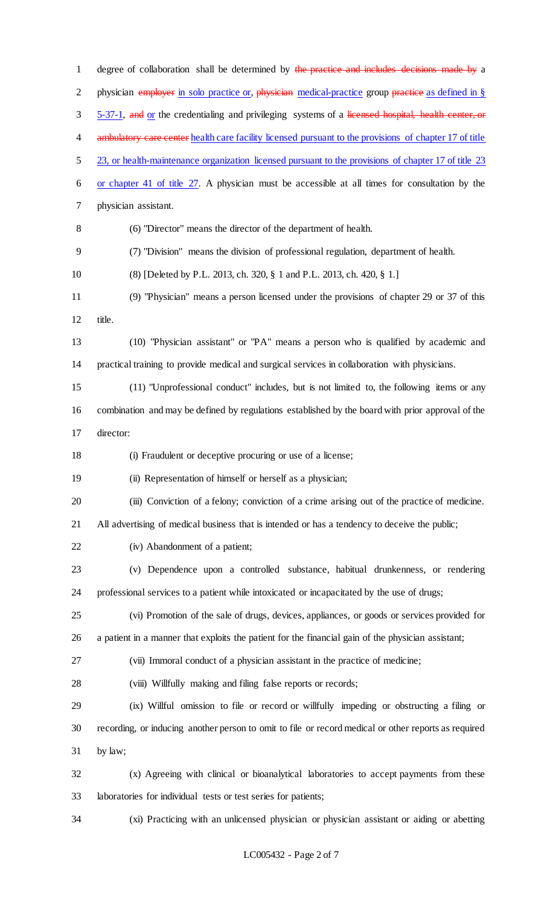degree of collaboration shall be determined by ~~the practice and includes decisions made by~~ a physician ~~employer~~ in solo practice or, ~~physician~~ medical-practice group ~~practice~~ as defined in § 5-37-1, ~~and~~ or the credentialing and privileging systems of a ~~licensed hospital, health center, or ambulatory care center~~ health care facility licensed pursuant to the provisions of chapter 17 of title 23, or health-maintenance organization licensed pursuant to the provisions of chapter 17 of title 23 or chapter 41 of title 27. A physician must be accessible at all times for consultation by the physician assistant.

(6) "Director" means the director of the department of health.

(7) "Division" means the division of professional regulation, department of health.

(8) [Deleted by P.L. 2013, ch. 320, § 1 and P.L. 2013, ch. 420, § 1.]

(9) "Physician" means a person licensed under the provisions of chapter 29 or 37 of this title.

(10) "Physician assistant" or "PA" means a person who is qualified by academic and practical training to provide medical and surgical services in collaboration with physicians.

(11) "Unprofessional conduct" includes, but is not limited to, the following items or any combination and may be defined by regulations established by the board with prior approval of the director:

(i) Fraudulent or deceptive procuring or use of a license;

(ii) Representation of himself or herself as a physician;

(iii) Conviction of a felony; conviction of a crime arising out of the practice of medicine. All advertising of medical business that is intended or has a tendency to deceive the public;

(iv) Abandonment of a patient;

(v) Dependence upon a controlled substance, habitual drunkenness, or rendering professional services to a patient while intoxicated or incapacitated by the use of drugs;

(vi) Promotion of the sale of drugs, devices, appliances, or goods or services provided for a patient in a manner that exploits the patient for the financial gain of the physician assistant;

(vii) Immoral conduct of a physician assistant in the practice of medicine;

(viii) Willfully making and filing false reports or records;

(ix) Willful omission to file or record or willfully impeding or obstructing a filing or recording, or inducing another person to omit to file or record medical or other reports as required by law;

(x) Agreeing with clinical or bioanalytical laboratories to accept payments from these laboratories for individual tests or test series for patients;

(xi) Practicing with an unlicensed physician or physician assistant or aiding or abetting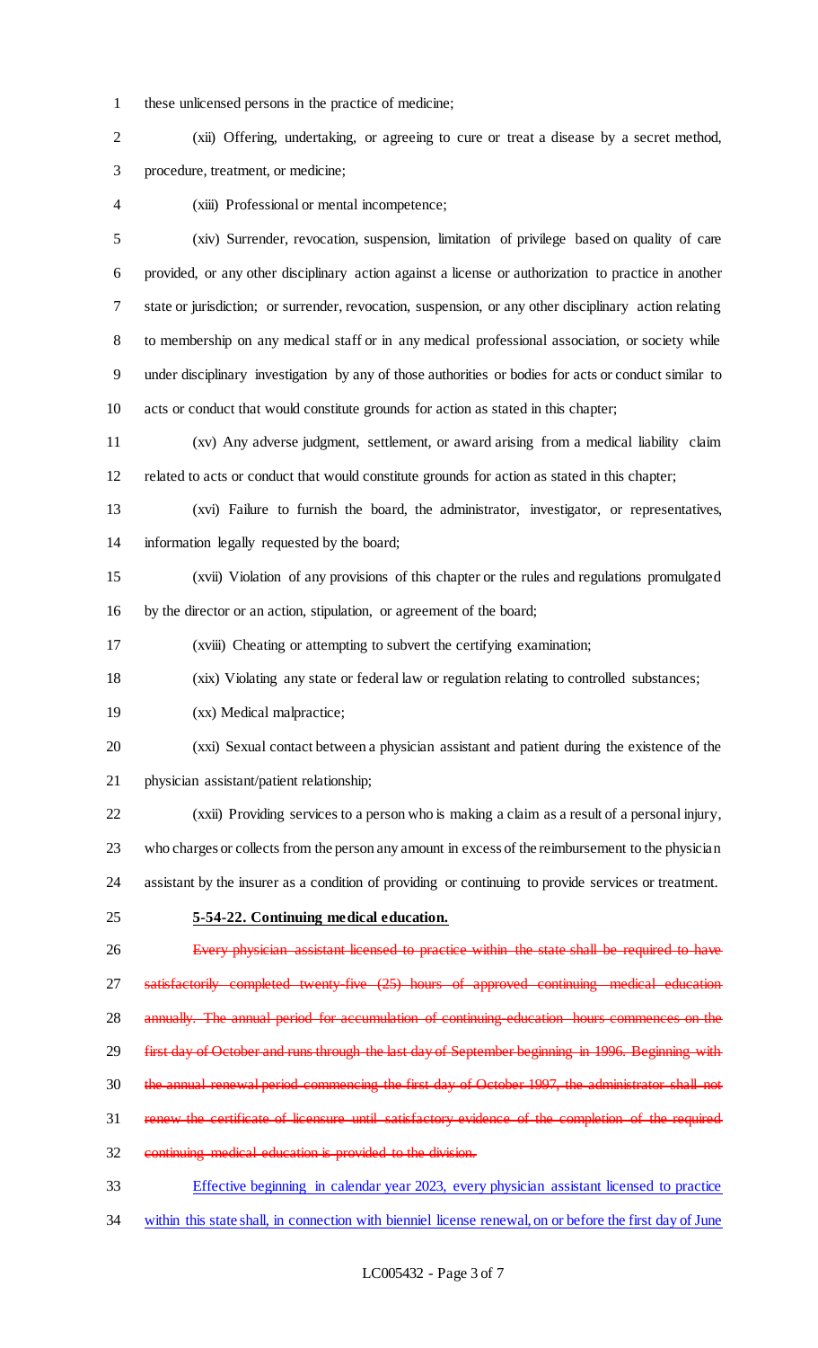these unlicensed persons in the practice of medicine;

(xii) Offering, undertaking, or agreeing to cure or treat a disease by a secret method, procedure, treatment, or medicine;

(xiii) Professional or mental incompetence;

(xiv) Surrender, revocation, suspension, limitation of privilege based on quality of care provided, or any other disciplinary action against a license or authorization to practice in another state or jurisdiction; or surrender, revocation, suspension, or any other disciplinary action relating to membership on any medical staff or in any medical professional association, or society while under disciplinary investigation by any of those authorities or bodies for acts or conduct similar to acts or conduct that would constitute grounds for action as stated in this chapter;

(xv) Any adverse judgment, settlement, or award arising from a medical liability claim related to acts or conduct that would constitute grounds for action as stated in this chapter;

(xvi) Failure to furnish the board, the administrator, investigator, or representatives, information legally requested by the board;

(xvii) Violation of any provisions of this chapter or the rules and regulations promulgated by the director or an action, stipulation, or agreement of the board;

(xviii) Cheating or attempting to subvert the certifying examination;

(xix) Violating any state or federal law or regulation relating to controlled substances;

(xx) Medical malpractice;

(xxi) Sexual contact between a physician assistant and patient during the existence of the physician assistant/patient relationship;

(xxii) Providing services to a person who is making a claim as a result of a personal injury, who charges or collects from the person any amount in excess of the reimbursement to the physician assistant by the insurer as a condition of providing or continuing to provide services or treatment.

**5-54-22. Continuing medical education.**

~~Every physician assistant licensed to practice within the state shall be required to have satisfactorily completed twenty-five (25) hours of approved continuing medical education annually. The annual period for accumulation of continuing education hours commences on the first day of October and runs through the last day of September beginning in 1996. Beginning with the annual renewal period commencing the first day of October 1997, the administrator shall not renew the certificate of licensure until satisfactory evidence of the completion of the required continuing medical education is provided to the division.~~

<u>Effective beginning in calendar year 2023, every physician assistant licensed to practice within this state shall, in connection with bienniel license renewal, on or before the first day of June</u>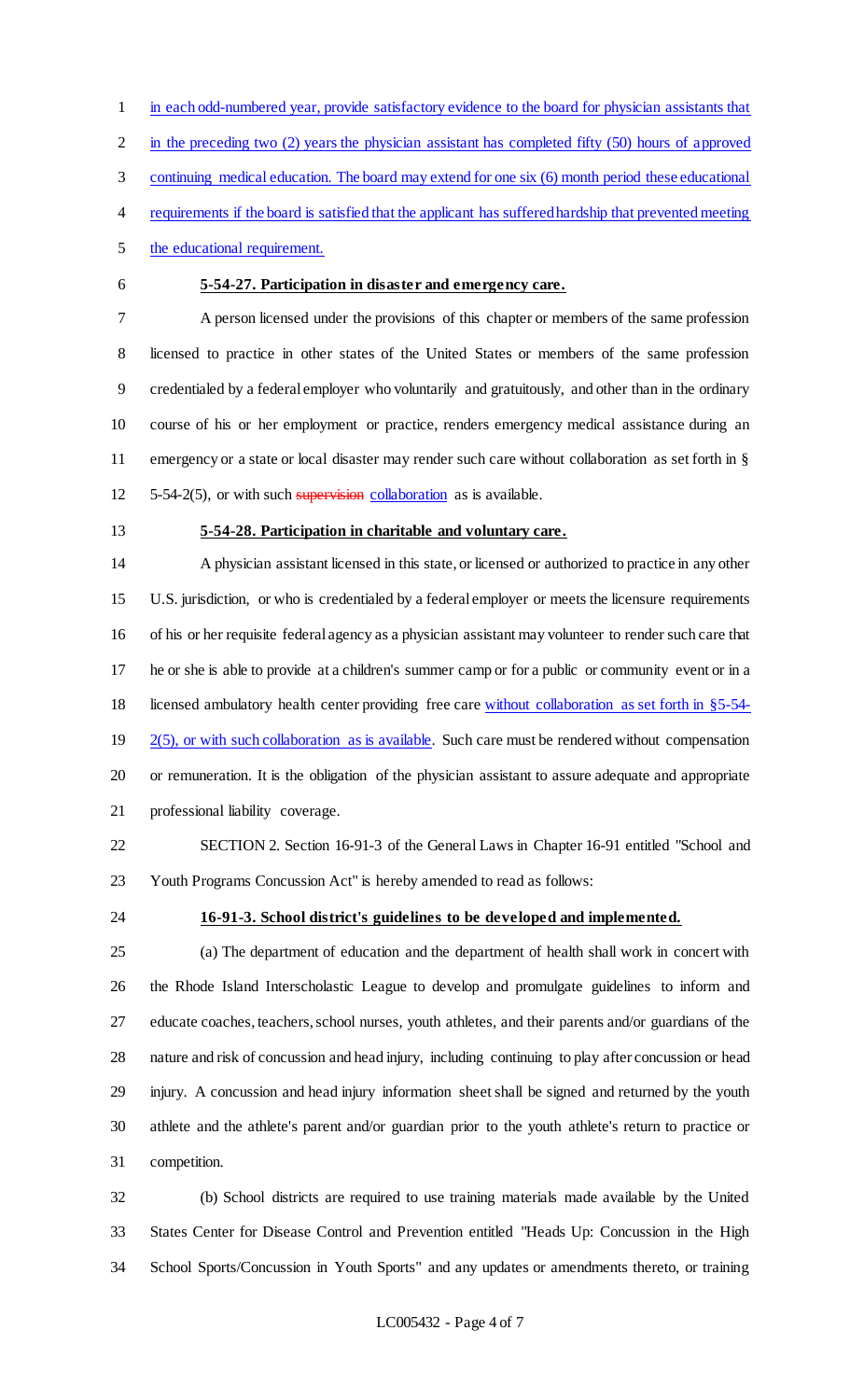in each odd-numbered year, provide satisfactory evidence to the board for physician assistants that in the preceding two (2) years the physician assistant has completed fifty (50) hours of approved continuing medical education. The board may extend for one six (6) month period these educational requirements if the board is satisfied that the applicant has suffered hardship that prevented meeting the educational requirement.

**5-54-27. Participation in disaster and emergency care.**

A person licensed under the provisions of this chapter or members of the same profession licensed to practice in other states of the United States or members of the same profession credentialed by a federal employer who voluntarily and gratuitously, and other than in the ordinary course of his or her employment or practice, renders emergency medical assistance during an emergency or a state or local disaster may render such care without collaboration as set forth in § 5-54-2(5), or with such ~~supervision~~ collaboration as is available.

**5-54-28. Participation in charitable and voluntary care.**

A physician assistant licensed in this state, or licensed or authorized to practice in any other U.S. jurisdiction, or who is credentialed by a federal employer or meets the licensure requirements of his or her requisite federal agency as a physician assistant may volunteer to render such care that he or she is able to provide at a children's summer camp or for a public or community event or in a licensed ambulatory health center providing free care without collaboration as set forth in §5-54-2(5), or with such collaboration as is available. Such care must be rendered without compensation or remuneration. It is the obligation of the physician assistant to assure adequate and appropriate professional liability coverage.

SECTION 2. Section 16-91-3 of the General Laws in Chapter 16-91 entitled "School and Youth Programs Concussion Act" is hereby amended to read as follows:

**16-91-3. School district's guidelines to be developed and implemented.**

(a) The department of education and the department of health shall work in concert with the Rhode Island Interscholastic League to develop and promulgate guidelines to inform and educate coaches, teachers, school nurses, youth athletes, and their parents and/or guardians of the nature and risk of concussion and head injury, including continuing to play after concussion or head injury. A concussion and head injury information sheet shall be signed and returned by the youth athlete and the athlete's parent and/or guardian prior to the youth athlete's return to practice or competition.

(b) School districts are required to use training materials made available by the United States Center for Disease Control and Prevention entitled "Heads Up: Concussion in the High School Sports/Concussion in Youth Sports" and any updates or amendments thereto, or training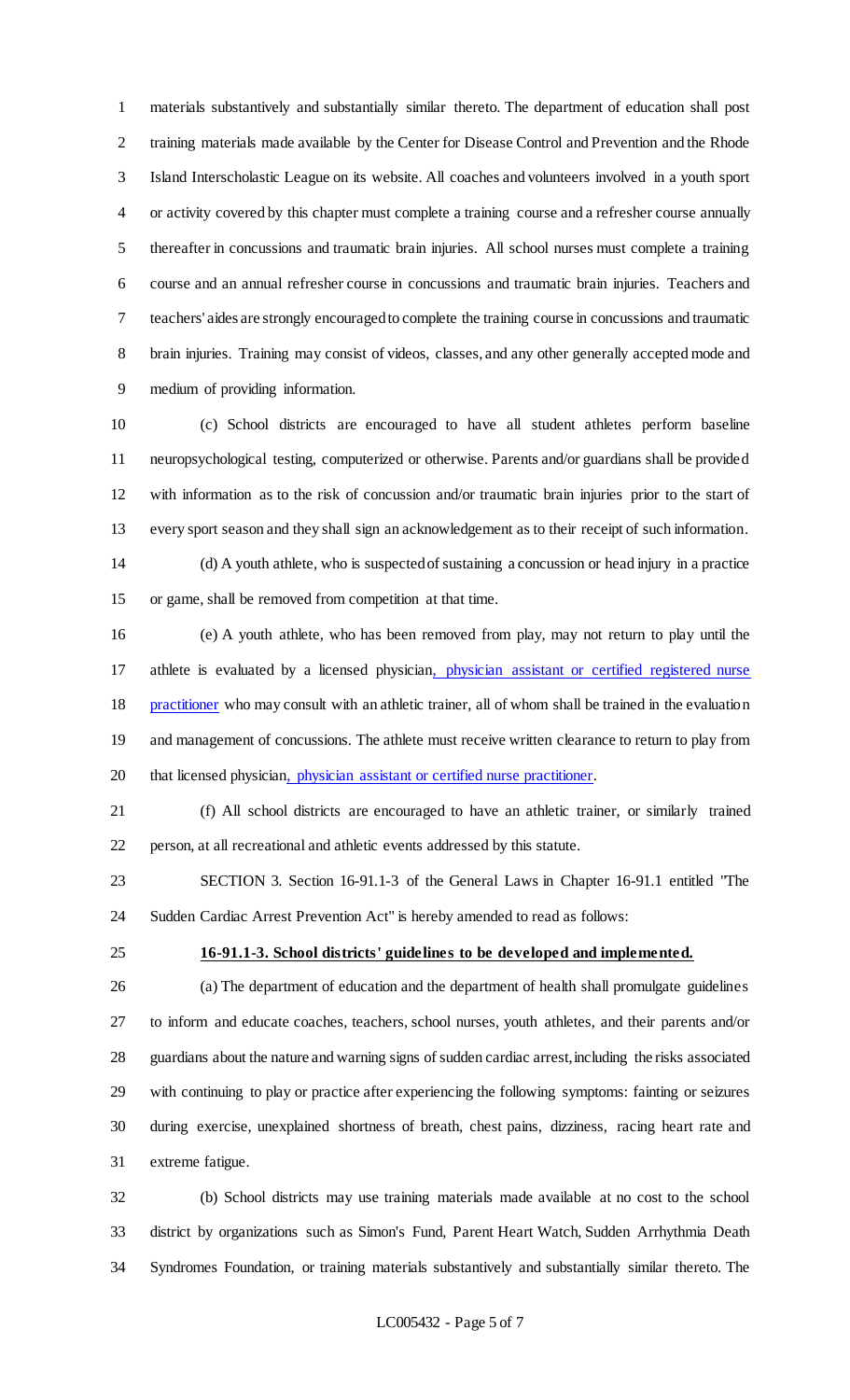materials substantively and substantially similar thereto. The department of education shall post training materials made available by the Center for Disease Control and Prevention and the Rhode Island Interscholastic League on its website. All coaches and volunteers involved in a youth sport or activity covered by this chapter must complete a training course and a refresher course annually thereafter in concussions and traumatic brain injuries. All school nurses must complete a training course and an annual refresher course in concussions and traumatic brain injuries. Teachers and teachers' aides are strongly encouraged to complete the training course in concussions and traumatic brain injuries. Training may consist of videos, classes, and any other generally accepted mode and medium of providing information.

(c) School districts are encouraged to have all student athletes perform baseline neuropsychological testing, computerized or otherwise. Parents and/or guardians shall be provided with information as to the risk of concussion and/or traumatic brain injuries prior to the start of every sport season and they shall sign an acknowledgement as to their receipt of such information.

(d) A youth athlete, who is suspected of sustaining a concussion or head injury in a practice or game, shall be removed from competition at that time.

(e) A youth athlete, who has been removed from play, may not return to play until the athlete is evaluated by a licensed physician<u>, physician assistant or certified registered nurse practitioner</u> who may consult with an athletic trainer, all of whom shall be trained in the evaluation and management of concussions. The athlete must receive written clearance to return to play from that licensed physician<u>, physician assistant or certified nurse practitioner</u>.

(f) All school districts are encouraged to have an athletic trainer, or similarly trained person, at all recreational and athletic events addressed by this statute.

SECTION 3. Section 16-91.1-3 of the General Laws in Chapter 16-91.1 entitled "The Sudden Cardiac Arrest Prevention Act" is hereby amended to read as follows:

**16-91.1-3. School districts' guidelines to be developed and implemented.**

(a) The department of education and the department of health shall promulgate guidelines to inform and educate coaches, teachers, school nurses, youth athletes, and their parents and/or guardians about the nature and warning signs of sudden cardiac arrest, including the risks associated with continuing to play or practice after experiencing the following symptoms: fainting or seizures during exercise, unexplained shortness of breath, chest pains, dizziness, racing heart rate and extreme fatigue.

(b) School districts may use training materials made available at no cost to the school district by organizations such as Simon's Fund, Parent Heart Watch, Sudden Arrhythmia Death Syndromes Foundation, or training materials substantively and substantially similar thereto. The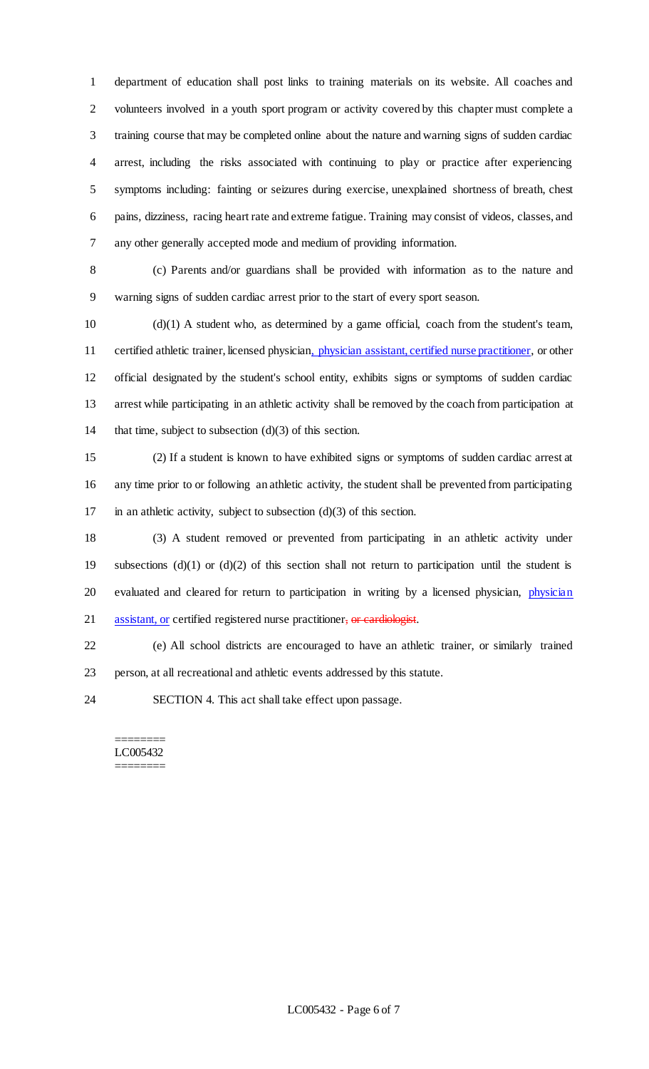department of education shall post links to training materials on its website. All coaches and volunteers involved in a youth sport program or activity covered by this chapter must complete a training course that may be completed online about the nature and warning signs of sudden cardiac arrest, including the risks associated with continuing to play or practice after experiencing symptoms including: fainting or seizures during exercise, unexplained shortness of breath, chest pains, dizziness, racing heart rate and extreme fatigue. Training may consist of videos, classes, and any other generally accepted mode and medium of providing information.

(c) Parents and/or guardians shall be provided with information as to the nature and warning signs of sudden cardiac arrest prior to the start of every sport season.

(d)(1) A student who, as determined by a game official, coach from the student's team, certified athletic trainer, licensed physician, physician assistant, certified nurse practitioner, or other official designated by the student's school entity, exhibits signs or symptoms of sudden cardiac arrest while participating in an athletic activity shall be removed by the coach from participation at that time, subject to subsection (d)(3) of this section.

(2) If a student is known to have exhibited signs or symptoms of sudden cardiac arrest at any time prior to or following an athletic activity, the student shall be prevented from participating in an athletic activity, subject to subsection (d)(3) of this section.

(3) A student removed or prevented from participating in an athletic activity under subsections (d)(1) or (d)(2) of this section shall not return to participation until the student is evaluated and cleared for return to participation in writing by a licensed physician, physician assistant, or certified registered nurse practitioner~~, or cardiologist~~.

(e) All school districts are encouraged to have an athletic trainer, or similarly trained person, at all recreational and athletic events addressed by this statute.

SECTION 4. This act shall take effect upon passage.

========
LC005432
========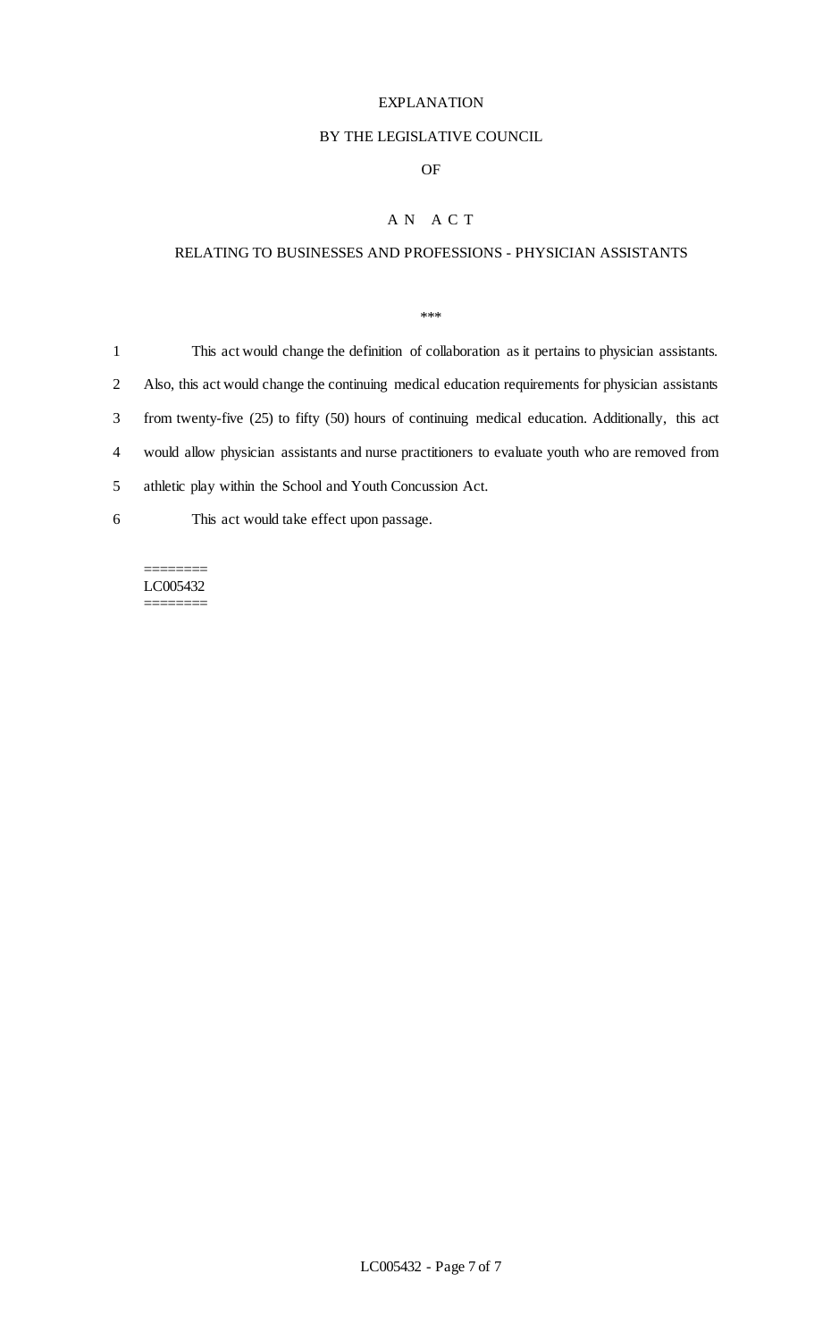EXPLANATION

BY THE LEGISLATIVE COUNCIL

OF

# A N  A C T

## RELATING TO BUSINESSES AND PROFESSIONS - PHYSICIAN ASSISTANTS

\*\*\*

This act would change the definition of collaboration as it pertains to physician assistants. Also, this act would change the continuing medical education requirements for physician assistants from twenty-five (25) to fifty (50) hours of continuing medical education. Additionally, this act would allow physician assistants and nurse practitioners to evaluate youth who are removed from athletic play within the School and Youth Concussion Act.

This act would take effect upon passage.

========
LC005432
========